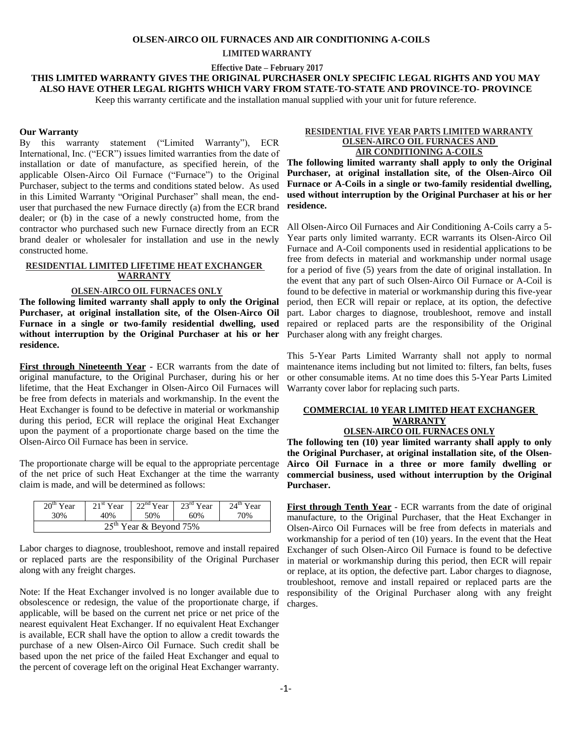# OLSEN-AIRCO OIL FURNACES AND AIR CONDITIONING A-COILS

## LIMITED WARRANTY

**Effective Date – February 2017**

**THIS LIMITED WARRANTY GIVES THE ORIGINAL PURCHASER ONLY SPECIFIC LEGAL RIGHTS AND YOU MAY ALSO HAVE OTHER LEGAL RIGHTS WHICH VARY FROM STATE-TO-STATE AND PROVINCE-TO- PROVINCE**

Keep this warranty certificate and the installation manual supplied with your unit for future reference.

**Our Warranty**

By this warranty statement ("Limited Warranty"), ECR International, Inc. ("ECR") issues limited warranties from the date of installation or date of manufacture, as specified herein, of the applicable Olsen-Airco Oil Furnace ("Furnace") to the Original Purchaser, subject to the terms and conditions stated below. As used in this Limited Warranty "Original Purchaser" shall mean, the end-user that purchased the new Furnace directly (a) from the ECR brand dealer; or (b) in the case of a newly constructed home, from the contractor who purchased such new Furnace directly from an ECR brand dealer or wholesaler for installation and use in the newly constructed home.

### RESIDENTIAL LIMITED LIFETIME HEAT EXCHANGER WARRANTY

#### OLSEN-AIRCO OIL FURNACES ONLY

**The following limited warranty shall apply to only the Original Purchaser, at original installation site, of the Olsen-Airco Oil Furnace in a single or two-family residential dwelling, used without interruption by the Original Purchaser at his or her residence.**

**First through Nineteenth Year** - ECR warrants from the date of original manufacture, to the Original Purchaser, during his or her lifetime, that the Heat Exchanger in Olsen-Airco Oil Furnaces will be free from defects in materials and workmanship. In the event the Heat Exchanger is found to be defective in material or workmanship during this period, ECR will replace the original Heat Exchanger upon the payment of a proportionate charge based on the time the Olsen-Airco Oil Furnace has been in service.

The proportionate charge will be equal to the appropriate percentage of the net price of such Heat Exchanger at the time the warranty claim is made, and will be determined as follows:

| 20th Year | 21st Year | 22nd Year | 23rd Year | 24th Year |
|---|---|---|---|---|
| 30% | 40% | 50% | 60% | 70% |
| 25th Year & Beyond 75% | | | | |

Labor charges to diagnose, troubleshoot, remove and install repaired or replaced parts are the responsibility of the Original Purchaser along with any freight charges.

Note: If the Heat Exchanger involved is no longer available due to obsolescence or redesign, the value of the proportionate charge, if applicable, will be based on the current net price or net price of the nearest equivalent Heat Exchanger. If no equivalent Heat Exchanger is available, ECR shall have the option to allow a credit towards the purchase of a new Olsen-Airco Oil Furnace. Such credit shall be based upon the net price of the failed Heat Exchanger and equal to the percent of coverage left on the original Heat Exchanger warranty.

### RESIDENTIAL FIVE YEAR PARTS LIMITED WARRANTY

#### OLSEN-AIRCO OIL FURNACES AND AIR CONDITIONING A-COILS

**The following limited warranty shall apply to only the Original Purchaser, at original installation site, of the Olsen-Airco Oil Furnace or A-Coils in a single or two-family residential dwelling, used without interruption by the Original Purchaser at his or her residence.**

All Olsen-Airco Oil Furnaces and Air Conditioning A-Coils carry a 5-Year parts only limited warranty. ECR warrants its Olsen-Airco Oil Furnace and A-Coil components used in residential applications to be free from defects in material and workmanship under normal usage for a period of five (5) years from the date of original installation. In the event that any part of such Olsen-Airco Oil Furnace or A-Coil is found to be defective in material or workmanship during this five-year period, then ECR will repair or replace, at its option, the defective part. Labor charges to diagnose, troubleshoot, remove and install repaired or replaced parts are the responsibility of the Original Purchaser along with any freight charges.

This 5-Year Parts Limited Warranty shall not apply to normal maintenance items including but not limited to: filters, fan belts, fuses or other consumable items. At no time does this 5-Year Parts Limited Warranty cover labor for replacing such parts.

### COMMERCIAL 10 YEAR LIMITED HEAT EXCHANGER WARRANTY

#### OLSEN-AIRCO OIL FURNACES ONLY

**The following ten (10) year limited warranty shall apply to only the Original Purchaser, at original installation site, of the Olsen-Airco Oil Furnace in a three or more family dwelling or commercial business, used without interruption by the Original Purchaser.**

**First through Tenth Year** - ECR warrants from the date of original manufacture, to the Original Purchaser, that the Heat Exchanger in Olsen-Airco Oil Furnaces will be free from defects in materials and workmanship for a period of ten (10) years. In the event that the Heat Exchanger of such Olsen-Airco Oil Furnace is found to be defective in material or workmanship during this period, then ECR will repair or replace, at its option, the defective part. Labor charges to diagnose, troubleshoot, remove and install repaired or replaced parts are the responsibility of the Original Purchaser along with any freight charges.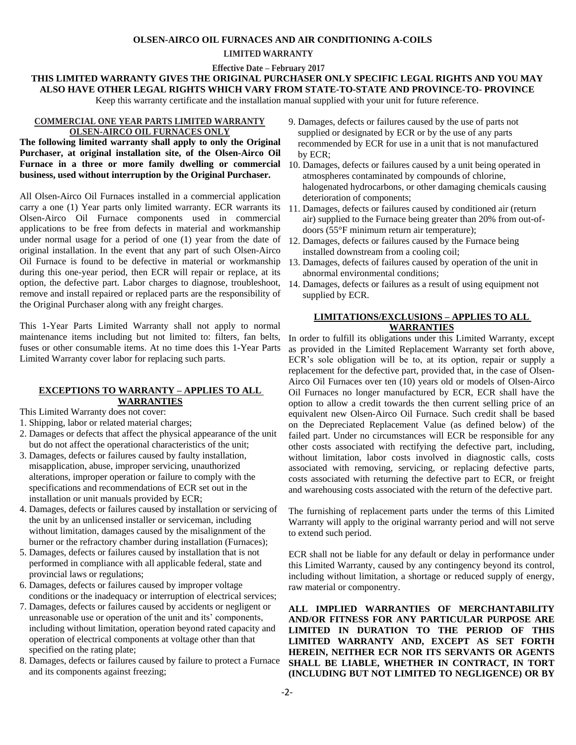**OLSEN-AIRCO OIL FURNACES AND AIR CONDITIONING A-COILS**

**LIMITED WARRANTY**

**Effective Date – February 2017**

**THIS LIMITED WARRANTY GIVES THE ORIGINAL PURCHASER ONLY SPECIFIC LEGAL RIGHTS AND YOU MAY ALSO HAVE OTHER LEGAL RIGHTS WHICH VARY FROM STATE-TO-STATE AND PROVINCE-TO- PROVINCE**

Keep this warranty certificate and the installation manual supplied with your unit for future reference.

## COMMERCIAL ONE YEAR PARTS LIMITED WARRANTY OLSEN-AIRCO OIL FURNACES ONLY

**The following limited warranty shall apply to only the Original Purchaser, at original installation site, of the Olsen-Airco Oil Furnace in a three or more family dwelling or commercial business, used without interruption by the Original Purchaser.**

All Olsen-Airco Oil Furnaces installed in a commercial application carry a one (1) Year parts only limited warranty. ECR warrants its Olsen-Airco Oil Furnace components used in commercial applications to be free from defects in material and workmanship under normal usage for a period of one (1) year from the date of original installation. In the event that any part of such Olsen-Airco Oil Furnace is found to be defective in material or workmanship during this one-year period, then ECR will repair or replace, at its option, the defective part. Labor charges to diagnose, troubleshoot, remove and install repaired or replaced parts are the responsibility of the Original Purchaser along with any freight charges.

This 1-Year Parts Limited Warranty shall not apply to normal maintenance items including but not limited to: filters, fan belts, fuses or other consumable items. At no time does this 1-Year Parts Limited Warranty cover labor for replacing such parts.

## EXCEPTIONS TO WARRANTY – APPLIES TO ALL WARRANTIES

This Limited Warranty does not cover:

1. Shipping, labor or related material charges;
2. Damages or defects that affect the physical appearance of the unit but do not affect the operational characteristics of the unit;
3. Damages, defects or failures caused by faulty installation, misapplication, abuse, improper servicing, unauthorized alterations, improper operation or failure to comply with the specifications and recommendations of ECR set out in the installation or unit manuals provided by ECR;
4. Damages, defects or failures caused by installation or servicing of the unit by an unlicensed installer or serviceman, including without limitation, damages caused by the misalignment of the burner or the refractory chamber during installation (Furnaces);
5. Damages, defects or failures caused by installation that is not performed in compliance with all applicable federal, state and provincial laws or regulations;
6. Damages, defects or failures caused by improper voltage conditions or the inadequacy or interruption of electrical services;
7. Damages, defects or failures caused by accidents or negligent or unreasonable use or operation of the unit and its' components, including without limitation, operation beyond rated capacity and operation of electrical components at voltage other than that specified on the rating plate;
8. Damages, defects or failures caused by failure to protect a Furnace and its components against freezing;
9. Damages, defects or failures caused by the use of parts not supplied or designated by ECR or by the use of any parts recommended by ECR for use in a unit that is not manufactured by ECR;
10. Damages, defects or failures caused by a unit being operated in atmospheres contaminated by compounds of chlorine, halogenated hydrocarbons, or other damaging chemicals causing deterioration of components;
11. Damages, defects or failures caused by conditioned air (return air) supplied to the Furnace being greater than 20% from out-of-doors (55°F minimum return air temperature);
12. Damages, defects or failures caused by the Furnace being installed downstream from a cooling coil;
13. Damages, defects of failures caused by operation of the unit in abnormal environmental conditions;
14. Damages, defects or failures as a result of using equipment not supplied by ECR.

## LIMITATIONS/EXCLUSIONS – APPLIES TO ALL WARRANTIES

In order to fulfill its obligations under this Limited Warranty, except as provided in the Limited Replacement Warranty set forth above, ECR's sole obligation will be to, at its option, repair or supply a replacement for the defective part, provided that, in the case of Olsen-Airco Oil Furnaces over ten (10) years old or models of Olsen-Airco Oil Furnaces no longer manufactured by ECR, ECR shall have the option to allow a credit towards the then current selling price of an equivalent new Olsen-Airco Oil Furnace. Such credit shall be based on the Depreciated Replacement Value (as defined below) of the failed part. Under no circumstances will ECR be responsible for any other costs associated with rectifying the defective part, including, without limitation, labor costs involved in diagnostic calls, costs associated with removing, servicing, or replacing defective parts, costs associated with returning the defective part to ECR, or freight and warehousing costs associated with the return of the defective part.

The furnishing of replacement parts under the terms of this Limited Warranty will apply to the original warranty period and will not serve to extend such period.

ECR shall not be liable for any default or delay in performance under this Limited Warranty, caused by any contingency beyond its control, including without limitation, a shortage or reduced supply of energy, raw material or componentry.

**ALL IMPLIED WARRANTIES OF MERCHANTABILITY AND/OR FITNESS FOR ANY PARTICULAR PURPOSE ARE LIMITED IN DURATION TO THE PERIOD OF THIS LIMITED WARRANTY AND, EXCEPT AS SET FORTH HEREIN, NEITHER ECR NOR ITS SERVANTS OR AGENTS SHALL BE LIABLE, WHETHER IN CONTRACT, IN TORT (INCLUDING BUT NOT LIMITED TO NEGLIGENCE) OR BY**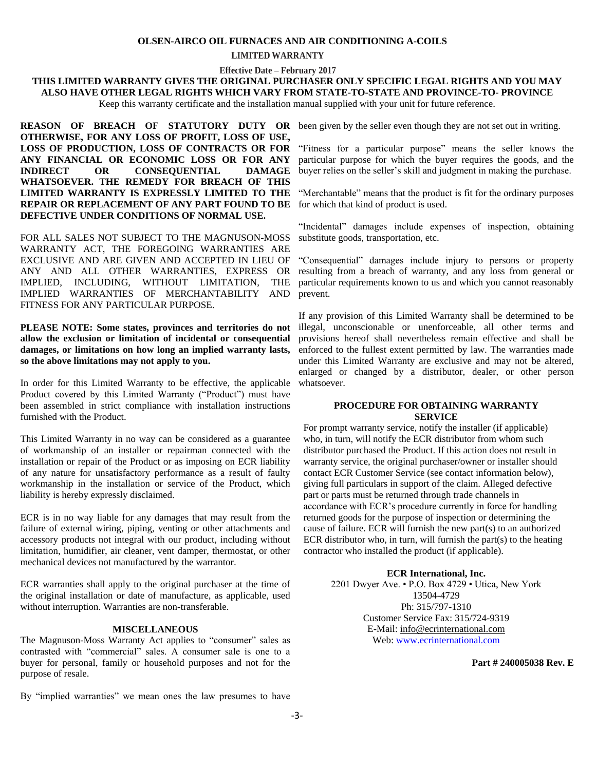**OLSEN-AIRCO OIL FURNACES AND AIR CONDITIONING A-COILS**

**LIMITED WARRANTY**

**Effective Date – February 2017**

**THIS LIMITED WARRANTY GIVES THE ORIGINAL PURCHASER ONLY SPECIFIC LEGAL RIGHTS AND YOU MAY ALSO HAVE OTHER LEGAL RIGHTS WHICH VARY FROM STATE-TO-STATE AND PROVINCE-TO- PROVINCE**

Keep this warranty certificate and the installation manual supplied with your unit for future reference.

**REASON OF BREACH OF STATUTORY DUTY OR OTHERWISE, FOR ANY LOSS OF PROFIT, LOSS OF USE, LOSS OF PRODUCTION, LOSS OF CONTRACTS OR FOR ANY FINANCIAL OR ECONOMIC LOSS OR FOR ANY INDIRECT OR CONSEQUENTIAL DAMAGE WHATSOEVER. THE REMEDY FOR BREACH OF THIS LIMITED WARRANTY IS EXPRESSLY LIMITED TO THE REPAIR OR REPLACEMENT OF ANY PART FOUND TO BE DEFECTIVE UNDER CONDITIONS OF NORMAL USE.**

FOR ALL SALES NOT SUBJECT TO THE MAGNUSON-MOSS WARRANTY ACT, THE FOREGOING WARRANTIES ARE EXCLUSIVE AND ARE GIVEN AND ACCEPTED IN LIEU OF ANY AND ALL OTHER WARRANTIES, EXPRESS OR IMPLIED, INCLUDING, WITHOUT LIMITATION, THE IMPLIED WARRANTIES OF MERCHANTABILITY AND FITNESS FOR ANY PARTICULAR PURPOSE.

**PLEASE NOTE: Some states, provinces and territories do not allow the exclusion or limitation of incidental or consequential damages, or limitations on how long an implied warranty lasts, so the above limitations may not apply to you.**

In order for this Limited Warranty to be effective, the applicable Product covered by this Limited Warranty ("Product") must have been assembled in strict compliance with installation instructions furnished with the Product.

This Limited Warranty in no way can be considered as a guarantee of workmanship of an installer or repairman connected with the installation or repair of the Product or as imposing on ECR liability of any nature for unsatisfactory performance as a result of faulty workmanship in the installation or service of the Product, which liability is hereby expressly disclaimed.

ECR is in no way liable for any damages that may result from the failure of external wiring, piping, venting or other attachments and accessory products not integral with our product, including without limitation, humidifier, air cleaner, vent damper, thermostat, or other mechanical devices not manufactured by the warrantor.

ECR warranties shall apply to the original purchaser at the time of the original installation or date of manufacture, as applicable, used without interruption. Warranties are non-transferable.

## MISCELLANEOUS

The Magnuson-Moss Warranty Act applies to "consumer" sales as contrasted with "commercial" sales. A consumer sale is one to a buyer for personal, family or household purposes and not for the purpose of resale.

By "implied warranties" we mean ones the law presumes to have been given by the seller even though they are not set out in writing.

"Fitness for a particular purpose" means the seller knows the particular purpose for which the buyer requires the goods, and the buyer relies on the seller's skill and judgment in making the purchase.

"Merchantable" means that the product is fit for the ordinary purposes for which that kind of product is used.

"Incidental" damages include expenses of inspection, obtaining substitute goods, transportation, etc.

"Consequential" damages include injury to persons or property resulting from a breach of warranty, and any loss from general or particular requirements known to us and which you cannot reasonably prevent.

If any provision of this Limited Warranty shall be determined to be illegal, unconscionable or unenforceable, all other terms and provisions hereof shall nevertheless remain effective and shall be enforced to the fullest extent permitted by law. The warranties made under this Limited Warranty are exclusive and may not be altered, enlarged or changed by a distributor, dealer, or other person whatsoever.

## PROCEDURE FOR OBTAINING WARRANTY SERVICE

For prompt warranty service, notify the installer (if applicable) who, in turn, will notify the ECR distributor from whom such distributor purchased the Product. If this action does not result in warranty service, the original purchaser/owner or installer should contact ECR Customer Service (see contact information below), giving full particulars in support of the claim. Alleged defective part or parts must be returned through trade channels in accordance with ECR's procedure currently in force for handling returned goods for the purpose of inspection or determining the cause of failure. ECR will furnish the new part(s) to an authorized ECR distributor who, in turn, will furnish the part(s) to the heating contractor who installed the product (if applicable).

**ECR International, Inc.**
2201 Dwyer Ave. • P.O. Box 4729 • Utica, New York 13504-4729
Ph: 315/797-1310
Customer Service Fax: 315/724-9319
E-Mail: info@ecrinternational.com
Web: www.ecrinternational.com

**Part # 240005038 Rev. E**